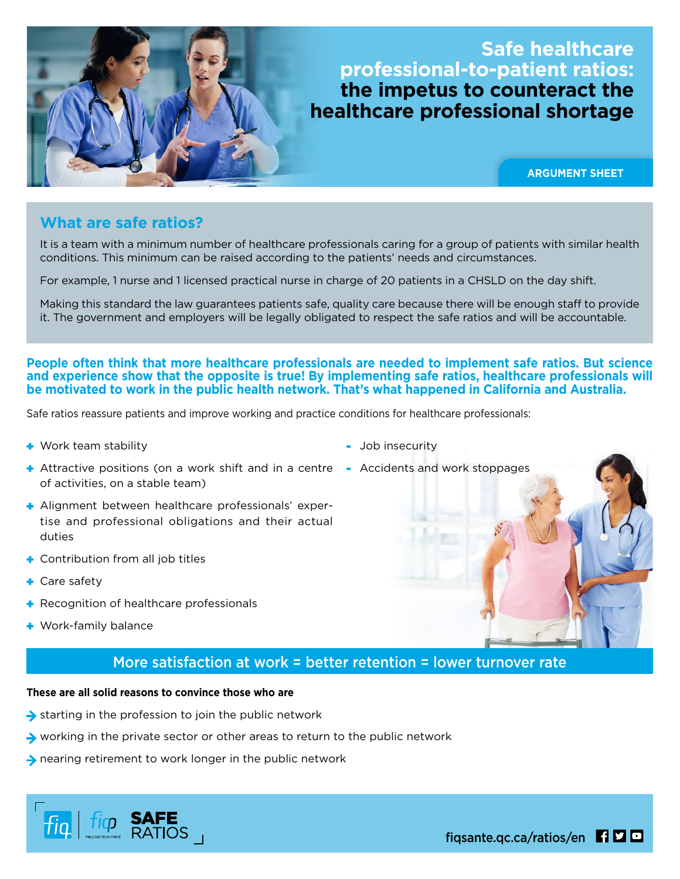# Safe healthcare professional-to-patient ratios: the impetus to counteract the healthcare professional shortage

ARGUMENT SHEET

## What are safe ratios?

It is a team with a minimum number of healthcare professionals caring for a group of patients with similar health conditions. This minimum can be raised according to the patients' needs and circumstances.

For example, 1 nurse and 1 licensed practical nurse in charge of 20 patients in a CHSLD on the day shift.

Making this standard the law guarantees patients safe, quality care because there will be enough staff to provide it. The government and employers will be legally obligated to respect the safe ratios and will be accountable.

**People often think that more healthcare professionals are needed to implement safe ratios. But science and experience show that the opposite is true! By implementing safe ratios, healthcare professionals will be motivated to work in the public health network. That's what happened in California and Australia.**

Safe ratios reassure patients and improve working and practice conditions for healthcare professionals:

- + Work team stability
- + Attractive positions (on a work shift and in a centre of activities, on a stable team)
- + Alignment between healthcare professionals' expertise and professional obligations and their actual duties
- + Contribution from all job titles
- + Care safety
- + Recognition of healthcare professionals
- + Work-family balance

- − Job insecurity
- − Accidents and work stoppages

**More satisfaction at work = better retention = lower turnover rate**

**These are all solid reasons to convince those who are**

- → starting in the profession to join the public network
- → working in the private sector or other areas to return to the public network
- → nearing retirement to work longer in the public network

fiq | fiqp SAFE RATIOS

fiqsante.qc.ca/ratios/en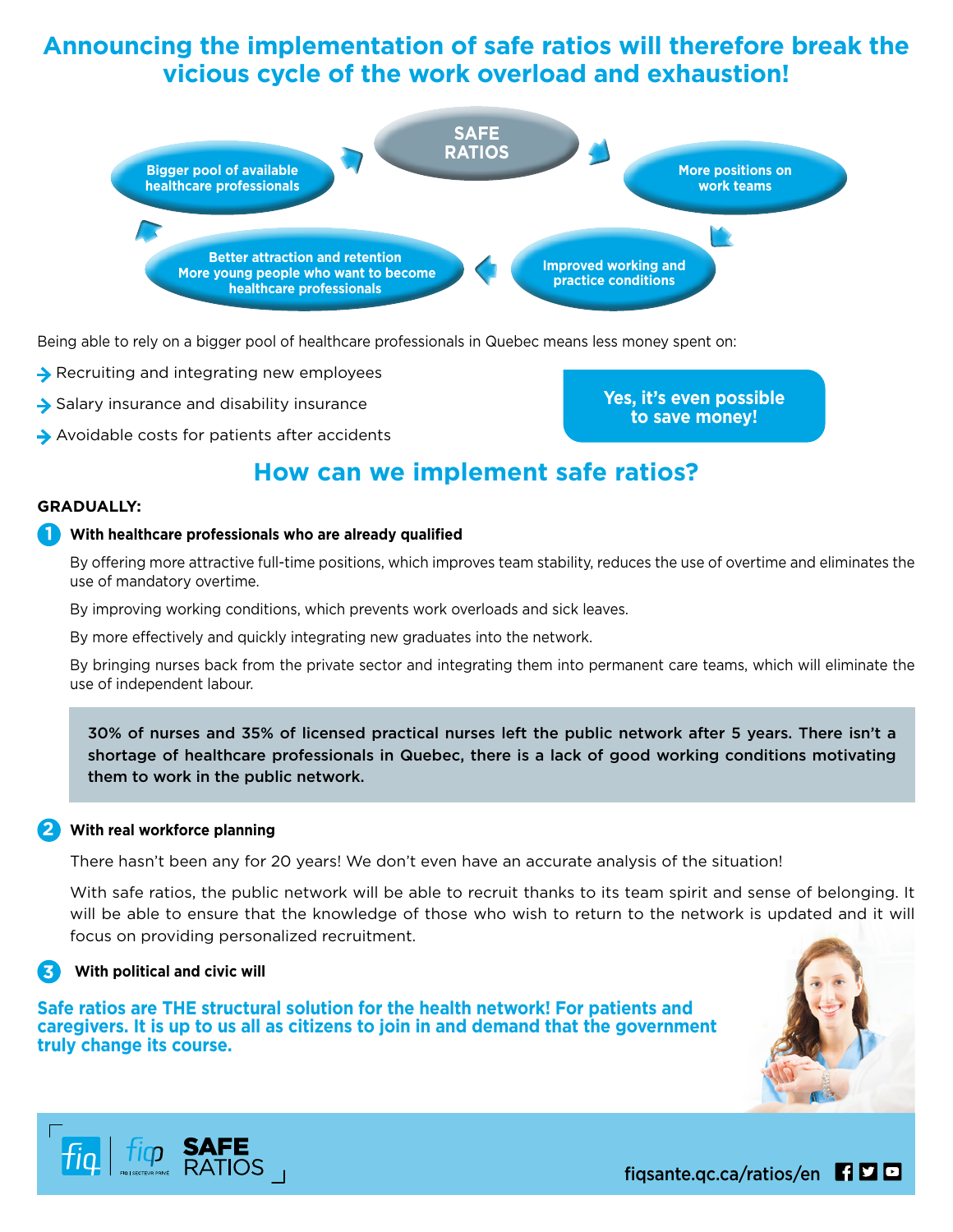# Announcing the implementation of safe ratios will therefore break the vicious cycle of the work overload and exhaustion!

SAFE RATIOS

More positions on work teams

Improved working and practice conditions

Better attraction and retention
More young people who want to become healthcare professionals

Bigger pool of available healthcare professionals

Being able to rely on a bigger pool of healthcare professionals in Quebec means less money spent on:

- Recruiting and integrating new employees
- Salary insurance and disability insurance
- Avoidable costs for patients after accidents

**Yes, it's even possible to save money!**

## How can we implement safe ratios?

**GRADUALLY:**

**1 With healthcare professionals who are already qualified**

By offering more attractive full-time positions, which improves team stability, reduces the use of overtime and eliminates the use of mandatory overtime.

By improving working conditions, which prevents work overloads and sick leaves.

By more effectively and quickly integrating new graduates into the network.

By bringing nurses back from the private sector and integrating them into permanent care teams, which will eliminate the use of independent labour.

> **30% of nurses and 35% of licensed practical nurses left the public network after 5 years. There isn't a shortage of healthcare professionals in Quebec, there is a lack of good working conditions motivating them to work in the public network.**

**2 With real workforce planning**

There hasn't been any for 20 years! We don't even have an accurate analysis of the situation!

With safe ratios, the public network will be able to recruit thanks to its team spirit and sense of belonging. It will be able to ensure that the knowledge of those who wish to return to the network is updated and it will focus on providing personalized recruitment.

**3 With political and civic will**

**Safe ratios are THE structural solution for the health network! For patients and caregivers. It is up to us all as citizens to join in and demand that the government truly change its course.**

fiq | fiqp | SAFE RATIOS

fiqsante.qc.ca/ratios/en